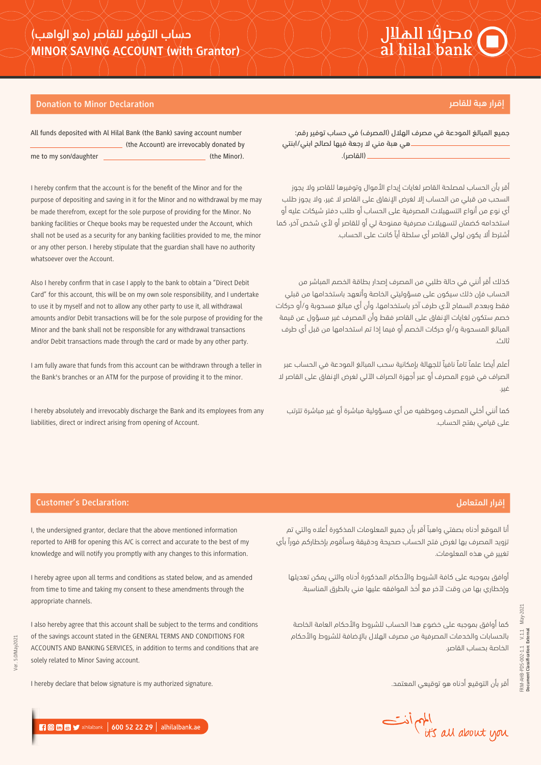# حساب التوفير للقاصر (مع الواهب)
# MINOR SAVING ACCOUNT (with Grantor)

مصرف الهلال
al hilal bank

## Donation to Minor Declaration

All funds deposited with Al Hilal Bank (the Bank) saving account number ______________________ (the Account) are irrevocably donated by me to my son/daughter ______________________ (the Minor).

I hereby confirm that the account is for the benefit of the Minor and for the purpose of depositing and saving in it for the Minor and no withdrawal by me may be made therefrom, except for the sole purpose of providing for the Minor. No banking facilities or Cheque books may be requested under the Account, which shall not be used as a security for any banking facilities provided to me, the minor or any other person. I hereby stipulate that the guardian shall have no authority whatsoever over the Account.

Also I hereby confirm that in case I apply to the bank to obtain a "Direct Debit Card" for this account, this will be on my own sole responsibility, and I undertake to use it by myself and not to allow any other party to use it, all withdrawal amounts and/or Debit transactions will be for the sole purpose of providing for the Minor and the bank shall not be responsible for any withdrawal transactions and/or Debit transactions made through the card or made by any other party.

I am fully aware that funds from this account can be withdrawn through a teller in the Bank's branches or an ATM for the purpose of providing it to the minor.

I hereby absolutely and irrevocably discharge the Bank and its employees from any liabilities, direct or indirect arising from opening of Account.

## إقرار هبة للقاصر

جميع المبالغ المودعة في مصرف الهلال (المصرف) في حساب توفير رقم: ______________________ هي هبة مني لا رجعة فيها لصالح ابني/ابنتي ______________________ (القاصر).

أقر بأن الحساب لمصلحة القاصر لغايات إيداع الأموال وتوفيرها للقاصر ولا يجوز السحب من قبلي من الحساب إلا لغرض الإنفاق على القاصر لا غير، ولا يجوز طلب أي نوع من أنواع التسهيلات المصرفية على الحساب أو طلب دفتر شيكات عليه أو استخدامه كضمان لتسهيلات مصرفية ممنوحة لي أو للقاصر أو لأي شخص آخر، كما أشترط ألا يكون لولي القاصر أي سلطة أيّاً كانت على الحساب.

كذلك أقر أنني في حالة طلبي من المصرف إصدار بطاقة الخصم المباشر من الحساب فإن ذلك سيكون على مسؤوليتي الخاصة وأتعهد باستخدامها من قبلي فقط وبعدم السماح لأي طرف آخر باستخدامها، وأن أي مبالغ مسحوبة و/أو حركات خصم ستكون لغايات الإنفاق على القاصر فقط وأن المصرف غير مسؤول عن قيمة المبالغ المسحوبة و/أو حركات الخصم أو فيما إذا تم استخدامها من قبل أي طرف ثالث.

أعلم أيضا علماً تاماً نافياً للجهالة بإمكانية سحب المبالغ المودعة في الحساب عبر الصراف في فروع المصرف أو عبر أجهزة الصراف الآلي لغرض الإنفاق على القاصر لا غير.

كما أنني أخلي المصرف وموظفيه من أي مسؤولية مباشرة أو غير مباشرة تترتب على قيامي بفتح الحساب.

## Customer's Declaration:

I, the undersigned grantor, declare that the above mentioned information reported to AHB for opening this A/C is correct and accurate to the best of my knowledge and will notify you promptly with any changes to this information.

I hereby agree upon all terms and conditions as stated below, and as amended from time to time and taking my consent to these amendments through the appropriate channels.

I also hereby agree that this account shall be subject to the terms and conditions of the savings account stated in the GENERAL TERMS AND CONDITIONS FOR ACCOUNTS AND BANKING SERVICES, in addition to terms and conditions that are solely related to Minor Saving account.

I hereby declare that below signature is my authorized signature.

## إقرار المتعامل

أنا الموقع أدناه بصفتي واهباً أقر بأن جميع المعلومات المذكورة أعلاه والتي تم تزويد المصرف بها لغرض فتح الحساب صحيحة ودقيقة وسأقوم بإخطاركم فوراً بأي تغيير في هذه المعلومات.

أوافق بموجبه على كافة الشروط والأحكام المذكورة أدناه والتي يمكن تعديلها وإخطاري بها من وقت لآخر مع أخذ الموافقه عليها مني بالطرق المناسبة.

كما أوافق بموجبه على خضوع هذا الحساب للشروط والأحكام العامة الخاصة بالحسابات والخدمات المصرفية من مصرف الهلال بالإضافة للشروط والأحكام الخاصة بحساب القاصر.

أقر بأن التوقيع أدناه هو توقيعي المعتمد.

Ver. 5.0May2021

FRM-AHB-PDS-002-1.1 V1.1 May-2021
Document Classification: External

alhilalbank | 600 52 22 29 | alhilalbank.ae

المهم أنت — it's all about you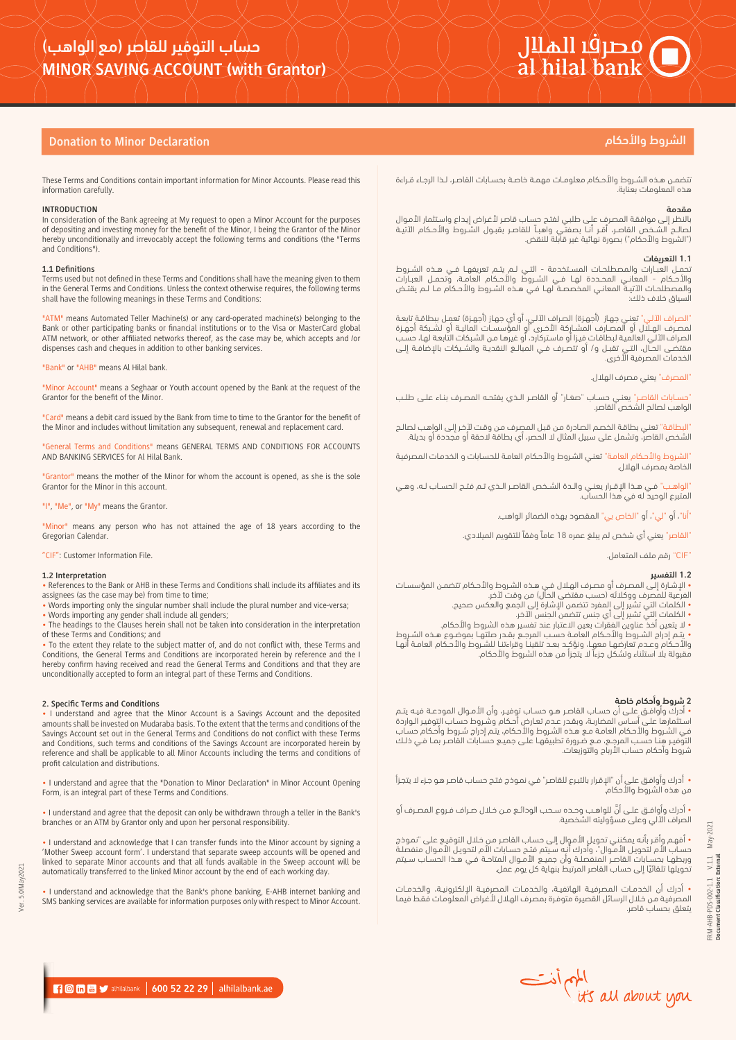# حساب التوفير للقاصر (مع الواهب)

# MINOR SAVING ACCOUNT (with Grantor)

مصرف الهلال
al hilal bank

## Donation to Minor Declaration

These Terms and Conditions contain important information for Minor Accounts. Please read this information carefully.

**INTRODUCTION**

In consideration of the Bank agreeing at My request to open a Minor Account for the purposes of depositing and investing money for the benefit of the Minor, I being the Grantor of the Minor hereby unconditionally and irrevocably accept the following terms and conditions (the "Terms and Conditions").

### 1.1 Definitions

Terms used but not defined in these Terms and Conditions shall have the meaning given to them in the General Terms and Conditions. Unless the context otherwise requires, the following terms shall have the following meanings in these Terms and Conditions:

"ATM" means Automated Teller Machine(s) or any card-operated machine(s) belonging to the Bank or other participating banks or financial institutions or to the Visa or MasterCard global ATM network, or other affiliated networks thereof, as the case may be, which accepts and /or dispenses cash and cheques in addition to other banking services.

"Bank" or "AHB" means Al Hilal bank.

"Minor Account" means a Seghaar or Youth account opened by the Bank at the request of the Grantor for the benefit of the Minor.

"Card" means a debit card issued by the Bank from time to time to the Grantor for the benefit of the Minor and includes without limitation any subsequent, renewal and replacement card.

"General Terms and Conditions" means GENERAL TERMS AND CONDITIONS FOR ACCOUNTS AND BANKING SERVICES for Al Hilal Bank.

"Grantor" means the mother of the Minor for whom the account is opened, as she is the sole Grantor for the Minor in this account.

"I", "Me", or "My" means the Grantor.

"Minor" means any person who has not attained the age of 18 years according to the Gregorian Calendar.

"CIF": Customer Information File.

### 1.2 Interpretation

- References to the Bank or AHB in these Terms and Conditions shall include its affiliates and its assignees (as the case may be) from time to time;
- Words importing only the singular number shall include the plural number and vice-versa;
- Words importing any gender shall include all genders;
- The headings to the Clauses herein shall not be taken into consideration in the interpretation of these Terms and Conditions; and
- To the extent they relate to the subject matter of, and do not conflict with, these Terms and Conditions, the General Terms and Conditions are incorporated herein by reference and the I hereby confirm having received and read the General Terms and Conditions and that they are unconditionally accepted to form an integral part of these Terms and Conditions.

### 2. Specific Terms and Conditions

- I understand and agree that the Minor Account is a Savings Account and the deposited amounts shall be invested on Mudaraba basis. To the extent that the terms and conditions of the Savings Account set out in the General Terms and Conditions do not conflict with these Terms and Conditions, such terms and conditions of the Savings Account are incorporated herein by reference and shall be applicable to all Minor Accounts including the terms and conditions of profit calculation and distributions.

- I understand and agree that the "Donation to Minor Declaration" in Minor Account Opening Form, is an integral part of these Terms and Conditions.

- I understand and agree that the deposit can only be withdrawn through a teller in the Bank's branches or an ATM by Grantor only and upon her personal responsibility.

- I understand and acknowledge that I can transfer funds into the Minor account by signing a 'Mother Sweep account form'. I understand that separate sweep accounts will be opened and linked to separate Minor accounts and that all funds available in the Sweep account will be automatically transferred to the linked Minor account by the end of each working day.

- I understand and acknowledge that the Bank's phone banking, E-AHB internet banking and SMS banking services are available for information purposes only with respect to Minor Account.

## الشروط والأحكام

تتضمن هذه الشروط والأحكام معلومات مهمة خاصة بحسابات القاصر، لذا الرجاء قراءة هذه المعلومات بعناية.

**مقدمة**

بالنظر إلى موافقة المصرف على طلبي لفتح حساب قاصر لأغراض إيداع واستثمار الأموال لصالح الشخص القاصر، أقر أنا بصفتي واهباً للقاصر بقبول الشروط والأحكام الآتية ("الشروط والأحكام") بصورة نهائية غير قابلة للنقض.

### 1.1 التعريفات

تحمل العبارات والمصطلحات المستخدمة - التي لم يتم تعريفها في هذه الشروط والأحكام - المعاني المحددة لها في الشروط والأحكام العامة، وتحمل العبارات والمصطلحات الآتية المعاني المخصصة لها في هذه الشروط والأحكام ما لم يقتض السياق خلاف ذلك:

"الصراف الآلي" تعني جهاز (أجهزة) الصراف الآلي، أو أي جهاز (أجهزة) تعمل ببطاقة تابعة لمصرف الهلال أو المصارف المشاركة الأخرى أو المؤسسات المالية أو لشبكة أجهزة الصراف الآلي العالمية لبطاقات فيزا أو ماستركارد، أو غيرها من الشبكات التابعة لها، حسب مقتضى الحال، التي تقبل و/ أو تتصرف في المبالغ النقدية والشيكات بالإضافة إلى الخدمات المصرفية الأخرى.

"المصرف" يعني مصرف الهلال.

"حسابات القاصر" يعني حساب "صغار" أو القاصر الذي يفتحه المصرف بناء على طلب الواهب لصالح الشخص القاصر.

"البطاقة" تعني بطاقة الخصم الصادرة من قبل المصرف من وقت لآخر إلى الواهب لصالح الشخص القاصر، وتشمل على سبيل المثال لا الحصر، أي بطاقة لاحقة أو مجددة أو بديلة.

"الشروط والأحكام العامة" تعني الشروط والأحكام العامة للحسابات و الخدمات المصرفية الخاصة بمصرف الهلال.

"الواهب" في هذا الإقرار يعني والدة الشخص القاصر الذي تم فتح الحساب له، وهي المتبرع الوحيد له في هذا الحساب.

"أنا"، أو "لي"، أو "الخاص بي" المقصود بهذه الضمائر الواهب.

"القاصر" يعني أي شخص لم يبلغ عمره 18 عاماً وفقاً للتقويم الميلادي.

"CIF" رقم ملف المتعامل.

### 1.2 التفسير

- الإشارة إلى المصرف أو مصرف الهلال في هذه الشروط والأحكام تتضمن المؤسسات الفرعية للمصرف ووكلائه (حسب مقتضى الحال) من وقت لآخر.
- الكلمات التي تشير إلى المفرد تتضمن الإشارة إلى الجمع والعكس صحيح.
- الكلمات التي تشير إلى أي جنس تتضمن الجنس الآخر.
- لا يتعين أخذ عناوين الفقرات بعين الاعتبار عند تفسير هذه الشروط والأحكام.
- يتم إدراج الشروط والأحكام العامة حسب المرجع بقدر صلتها بموضوع هذه الشروط والأحكام وعدم تعارضها معها، ونؤكد بعد تلقينا وقراءتنا للشروط والأحكام العامة أنها مقبولة بلا استثناء وتشكل جزءاً لا يتجزأ من هذه الشروط والأحكام.

### 2 شروط وأحكام خاصة

- أدرك وأوافق على أن حساب القاصر هو حساب توفير، وأن الأموال المودعة فيه يتم استثمارها على أساس المضاربة، وبقدر عدم تعارض أحكام وشروط حساب التوفير الواردة في الشروط والأحكام العامة مع هذه الشروط والأحكام، يتم إدراج شروط وأحكام حساب التوفير هنا حسب المرجع، مع ضرورة تطبيقها على جميع حسابات القاصر بما في ذلك شروط وأحكام حساب الأرباح والتوزيعات.

- أدرك وأوافق على أن "الإقرار بالتبرع للقاصر" في نموذج فتح حساب قاصر هو جزء لا يتجزأ من هذه الشروط والأحكام.

- أدرك وأوافق على أنَّ للواهب وحده سحب الودائع من خلال صراف فروع المصرف أو الصراف الآلي وعلى مسؤوليته الشخصية.

- أفهم وأقر بأنه يمكنني تحويل الأموال إلى حساب القاصر من خلال التوقيع على "نموذج حساب الأم لتحويل الأموال"، وأدرك أنه سيتم فتح حسابات الأم لتحويل الأموال منفصلة وربطها بحسابات القاصر المنفصلة وأن جميع الأموال المتاحة في هذا الحساب سيتم تحويلها تلقائيًا إلى حساب القاصر المرتبط بنهاية كل يوم عمل.

- أدرك أن الخدمات المصرفية الهاتفية، والخدمات المصرفية الإلكترونية، والخدمات المصرفية من خلال الرسائل القصيرة متوفرة بمصرف الهلال لأغراض المعلومات فقط فيما يتعلق بحساب قاصر.

alhilalbank | 600 52 22 29 | alhilalbank.ae

كلها أنت
it's all about you

Ver. 5.0May2021

FRM-AHB-PDS-002-1.1 V1.1 May-2021
Document Classification: External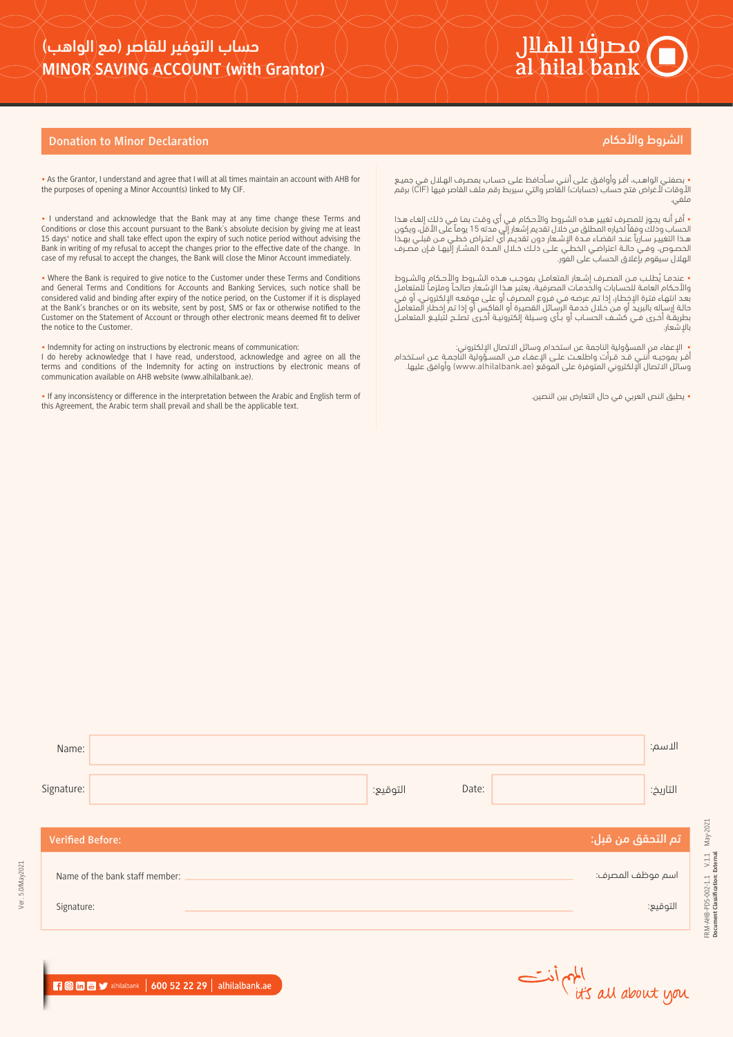# حساب التوفير للقاصر (مع الواهب)
# MINOR SAVING ACCOUNT (with Grantor)

مصرف الهلال
al hilal bank

## Donation to Minor Declaration

• As the Grantor, I understand and agree that I will at all times maintain an account with AHB for the purposes of opening a Minor Account(s) linked to My CIF.

• I understand and acknowledge that the Bank may at any time change these Terms and Conditions or close this account pursuant to the Bank's absolute decision by giving me at least 15 days' notice and shall take effect upon the expiry of such notice period without advising the Bank in writing of my refusal to accept the changes prior to the effective date of the change. In case of my refusal to accept the changes, the Bank will close the Minor Account immediately.

• Where the Bank is required to give notice to the Customer under these Terms and Conditions and General Terms and Conditions for Accounts and Banking Services, such notice shall be considered valid and binding after expiry of the notice period, on the Customer if it is displayed at the Bank's branches or on its website, sent by post, SMS or fax or otherwise notified to the Customer on the Statement of Account or through other electronic means deemed fit to deliver the notice to the Customer.

• Indemnity for acting on instructions by electronic means of communication:
I do hereby acknowledge that I have read, understood, acknowledge and agree on all the terms and conditions of the Indemnity for acting on instructions by electronic means of communication available on AHB website (www.alhilalbank.ae).

• If any inconsistency or difference in the interpretation between the Arabic and English term of this Agreement, the Arabic term shall prevail and shall be the applicable text.

## الشروط والأحكام

• بصفتي الواهب، أقر وأوافق على أنني سأحافظ على حساب بمصرف الهلال في جميع الأوقات لأغراض فتح حساب (حسابات) القاصر والتي سيربط رقم ملف القاصر فيها (CIF) برقم ملفي.

• أقر أنه يجوز للمصرف تغيير هذه الشروط والأحكام في أي وقت بما في ذلك إلغاء هذا الحساب وذلك وفقاً لخياره المطلق من خلال تقديم إشعار إلي مدته 15 يوماً على الأقل، ويكون هذا التغيير سارياً عند انقضاء مدة الإشعار دون تقديم أي اعتراض خطي من قبلي بهذا الخصوص، وفي حالة اعتراضي الخطي على ذلك خلال المدة المشار إليها فإن مصرف الهلال سيقوم بإغلاق الحساب على الفور.

• عندما يُطلب من المصرف إشعار المتعامل بموجب هذه الشروط والأحكام والشروط والأحكام العامة للحسابات والخدمات المصرفية، يعتبر هذا الإشعار صالحاً وملزماً للمتعامل بعد انتهاء فترة الإخطار، إذا تم عرضه في فروع المصرف أو على موقعه الإلكتروني، أو في حالة إرساله بالبريد أو من خلال خدمة الرسائل القصيرة أو الفاكس أو إذا تم إخطار المتعامل بطريقة أخرى في كشف الحساب أو بأي وسيلة إلكترونية أخرى تصلح لتبليغ المتعامل بالإشعار.

• الإعفاء من المسؤولية الناجمة عن استخدام وسائل الاتصال الإلكتروني:
أقر بموجبه أنني قد قرأت واطلعت على الإعفاء من المسؤولية الناجمة عن استخدام وسائل الاتصال الإلكتروني المتوفرة على الموقع (www.alhilalbank.ae) وأوافق عليها.

• يطبق النص العربي في حال التعارض بين النصين.

Name: ______________________ :الاسم

Signature: ______________ :التوقيع  Date: ______________ :التاريخ

## Verified Before: / تم التحقق من قبل:

Name of the bank staff member: ______________________ :اسم موظف المصرف

Signature: ______________________ :التوقيع

alhilalbank | 600 52 22 29 | alhilalbank.ae

المهم أنت
it's all about you

FRM-AHB-PDS-002-1.1 V1.1 May-2021
Document Classification: External

Ver. 5.0/May2021